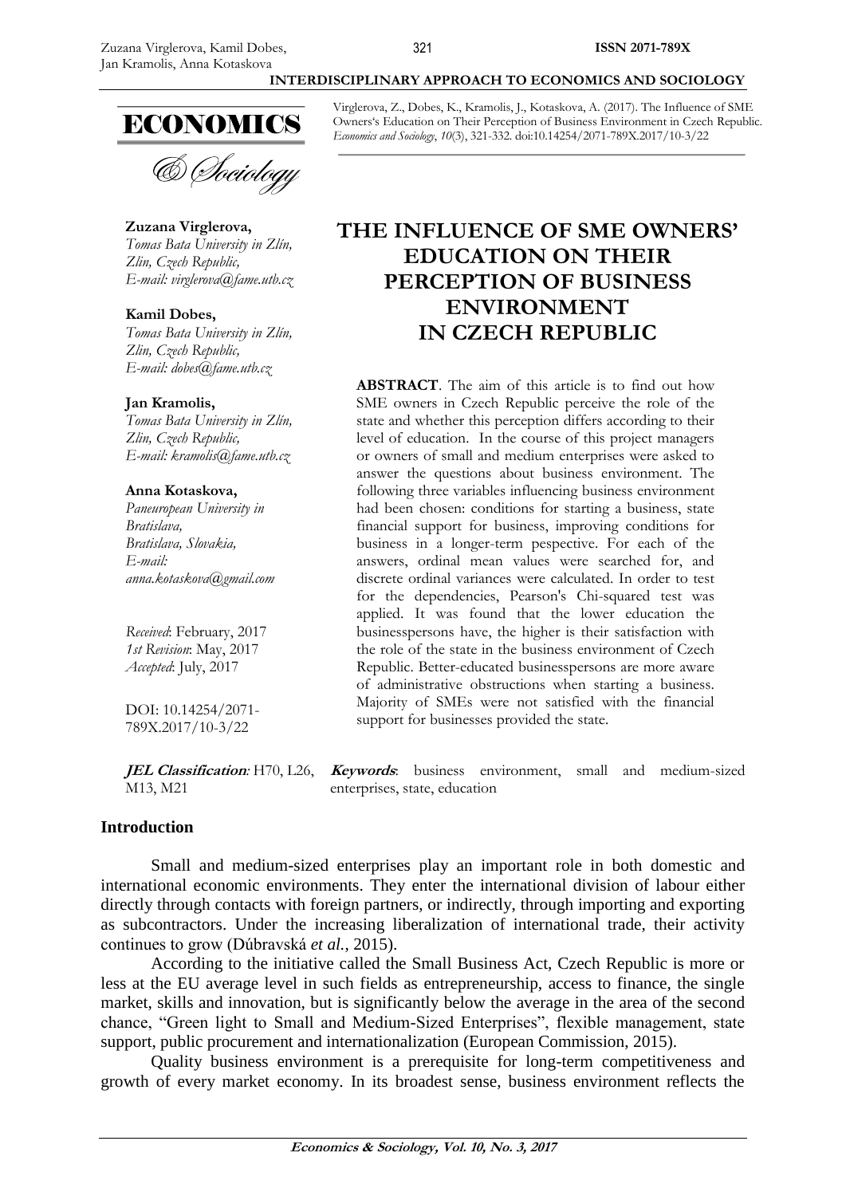Virglerova, Z., Dobes, K., Kramolis, J., Kotaskova, A. (2017). The Influence of SME Owners's Education on Their Perception of Business Environment in Czech Republic. *Economics and Sociology*, *10*(3), 321-332. doi:10.14254/2071-789X.2017/10-3/22

**Zuzana Virglerova,**
*Tomas Bata University in Zlín, Zlin, Czech Republic,*
*E-mail: virglerova@fame.utb.cz*

**Kamil Dobes,**
*Tomas Bata University in Zlín, Zlin, Czech Republic,*
*E-mail: dobes@fame.utb.cz*

**Jan Kramolis,**
*Tomas Bata University in Zlín, Zlin, Czech Republic,*
*E-mail: kramolis@fame.utb.cz*

**Anna Kotaskova,**
*Paneuropean University in Bratislava, Bratislava, Slovakia,*
*E-mail: anna.kotaskova@gmail.com*

*Received*: February, 2017
*1st Revision*: May, 2017
*Accepted*: July, 2017

DOI: 10.14254/2071-789X.2017/10-3/22

# THE INFLUENCE OF SME OWNERS' EDUCATION ON THEIR PERCEPTION OF BUSINESS ENVIRONMENT IN CZECH REPUBLIC

**ABSTRACT**. The aim of this article is to find out how SME owners in Czech Republic perceive the role of the state and whether this perception differs according to their level of education. In the course of this project managers or owners of small and medium enterprises were asked to answer the questions about business environment. The following three variables influencing business environment had been chosen: conditions for starting a business, state financial support for business, improving conditions for business in a longer-term pespective. For each of the answers, ordinal mean values were searched for, and discrete ordinal variances were calculated. In order to test for the dependencies, Pearson's Chi-squared test was applied. It was found that the lower education the businesspersons have, the higher is their satisfaction with the role of the state in the business environment of Czech Republic. Better-educated businesspersons are more aware of administrative obstructions when starting a business. Majority of SMEs were not satisfied with the financial support for businesses provided the state.

***JEL Classification**:* H70, L26, M13, M21

***Keywords***: business environment, small and medium-sized enterprises, state, education

## Introduction

Small and medium-sized enterprises play an important role in both domestic and international economic environments. They enter the international division of labour either directly through contacts with foreign partners, or indirectly, through importing and exporting as subcontractors. Under the increasing liberalization of international trade, their activity continues to grow (Dúbravská *et al.*, 2015).

According to the initiative called the Small Business Act, Czech Republic is more or less at the EU average level in such fields as entrepreneurship, access to finance, the single market, skills and innovation, but is significantly below the average in the area of the second chance, "Green light to Small and Medium-Sized Enterprises", flexible management, state support, public procurement and internationalization (European Commission, 2015).

Quality business environment is a prerequisite for long-term competitiveness and growth of every market economy. In its broadest sense, business environment reflects the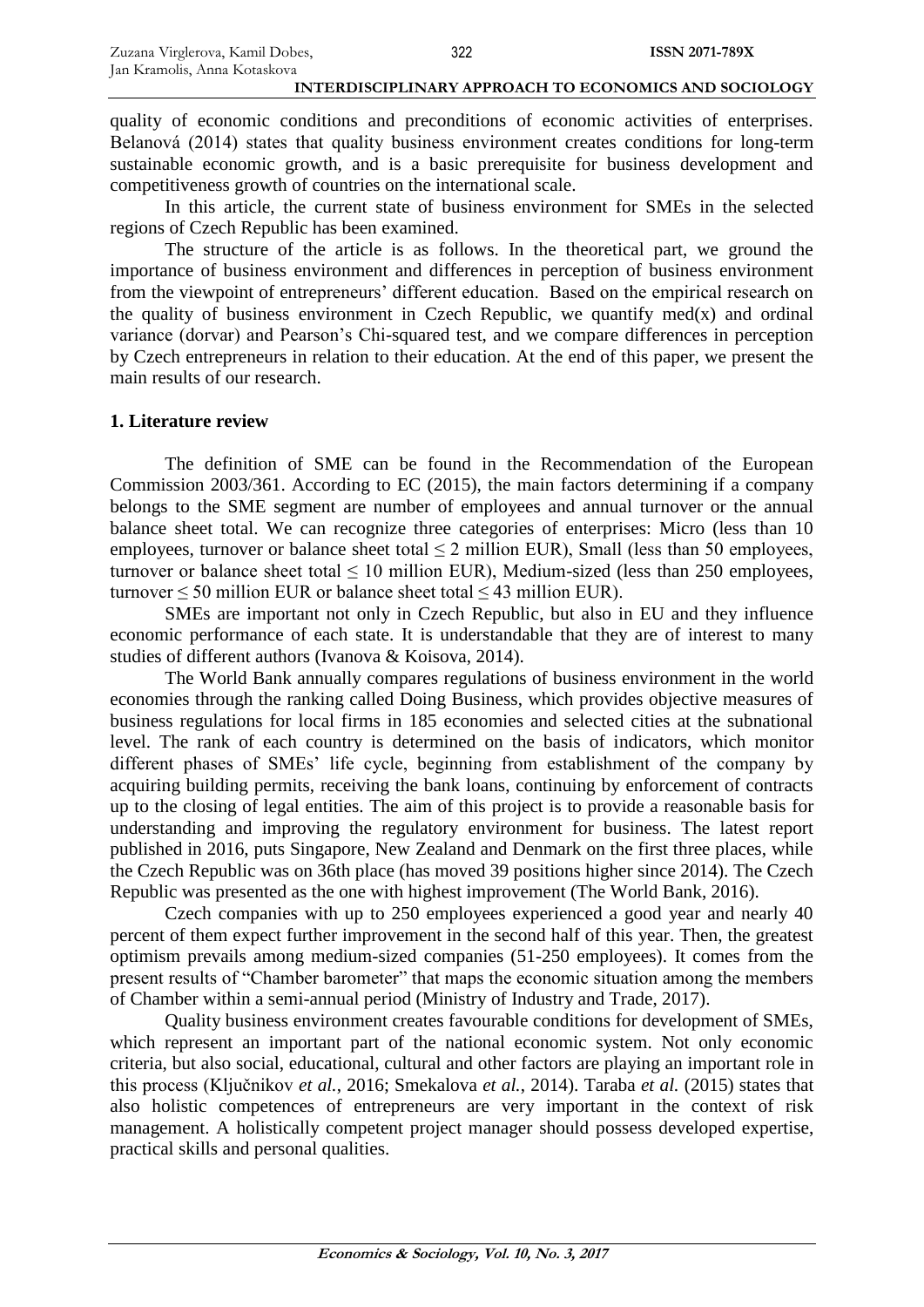quality of economic conditions and preconditions of economic activities of enterprises. Belanová (2014) states that quality business environment creates conditions for long-term sustainable economic growth, and is a basic prerequisite for business development and competitiveness growth of countries on the international scale.

In this article, the current state of business environment for SMEs in the selected regions of Czech Republic has been examined.

The structure of the article is as follows. In the theoretical part, we ground the importance of business environment and differences in perception of business environment from the viewpoint of entrepreneurs' different education. Based on the empirical research on the quality of business environment in Czech Republic, we quantify med(x) and ordinal variance (dorvar) and Pearson's Chi-squared test, and we compare differences in perception by Czech entrepreneurs in relation to their education. At the end of this paper, we present the main results of our research.

## 1. Literature review

The definition of SME can be found in the Recommendation of the European Commission 2003/361. According to EC (2015), the main factors determining if a company belongs to the SME segment are number of employees and annual turnover or the annual balance sheet total. We can recognize three categories of enterprises: Micro (less than 10 employees, turnover or balance sheet total ≤ 2 million EUR), Small (less than 50 employees, turnover or balance sheet total ≤ 10 million EUR), Medium-sized (less than 250 employees, turnover ≤ 50 million EUR or balance sheet total ≤ 43 million EUR).

SMEs are important not only in Czech Republic, but also in EU and they influence economic performance of each state. It is understandable that they are of interest to many studies of different authors (Ivanova & Koisova, 2014).

The World Bank annually compares regulations of business environment in the world economies through the ranking called Doing Business, which provides objective measures of business regulations for local firms in 185 economies and selected cities at the subnational level. The rank of each country is determined on the basis of indicators, which monitor different phases of SMEs' life cycle, beginning from establishment of the company by acquiring building permits, receiving the bank loans, continuing by enforcement of contracts up to the closing of legal entities. The aim of this project is to provide a reasonable basis for understanding and improving the regulatory environment for business. The latest report published in 2016, puts Singapore, New Zealand and Denmark on the first three places, while the Czech Republic was on 36th place (has moved 39 positions higher since 2014). The Czech Republic was presented as the one with highest improvement (The World Bank, 2016).

Czech companies with up to 250 employees experienced a good year and nearly 40 percent of them expect further improvement in the second half of this year. Then, the greatest optimism prevails among medium-sized companies (51-250 employees). It comes from the present results of "Chamber barometer" that maps the economic situation among the members of Chamber within a semi-annual period (Ministry of Industry and Trade, 2017).

Quality business environment creates favourable conditions for development of SMEs, which represent an important part of the national economic system. Not only economic criteria, but also social, educational, cultural and other factors are playing an important role in this process (Ključnikov *et al.*, 2016; Smekalova *et al.*, 2014). Taraba *et al.* (2015) states that also holistic competences of entrepreneurs are very important in the context of risk management. A holistically competent project manager should possess developed expertise, practical skills and personal qualities.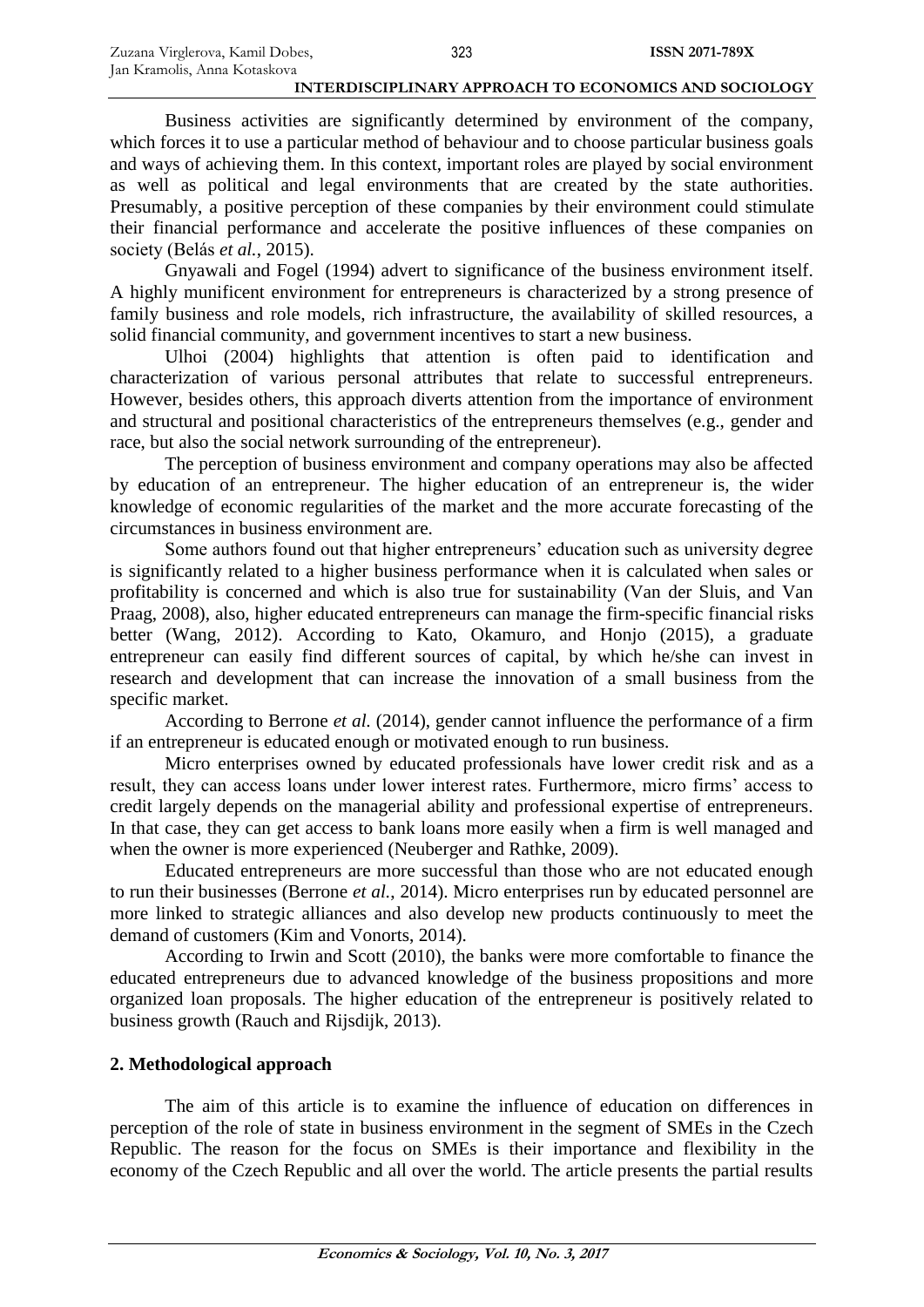Business activities are significantly determined by environment of the company, which forces it to use a particular method of behaviour and to choose particular business goals and ways of achieving them. In this context, important roles are played by social environment as well as political and legal environments that are created by the state authorities. Presumably, a positive perception of these companies by their environment could stimulate their financial performance and accelerate the positive influences of these companies on society (Belás *et al.*, 2015).

Gnyawali and Fogel (1994) advert to significance of the business environment itself. A highly munificent environment for entrepreneurs is characterized by a strong presence of family business and role models, rich infrastructure, the availability of skilled resources, a solid financial community, and government incentives to start a new business.

Ulhoi (2004) highlights that attention is often paid to identification and characterization of various personal attributes that relate to successful entrepreneurs. However, besides others, this approach diverts attention from the importance of environment and structural and positional characteristics of the entrepreneurs themselves (e.g., gender and race, but also the social network surrounding of the entrepreneur).

The perception of business environment and company operations may also be affected by education of an entrepreneur. The higher education of an entrepreneur is, the wider knowledge of economic regularities of the market and the more accurate forecasting of the circumstances in business environment are.

Some authors found out that higher entrepreneurs' education such as university degree is significantly related to a higher business performance when it is calculated when sales or profitability is concerned and which is also true for sustainability (Van der Sluis, and Van Praag, 2008), also, higher educated entrepreneurs can manage the firm-specific financial risks better (Wang, 2012). According to Kato, Okamuro, and Honjo (2015), a graduate entrepreneur can easily find different sources of capital, by which he/she can invest in research and development that can increase the innovation of a small business from the specific market.

According to Berrone *et al.* (2014), gender cannot influence the performance of a firm if an entrepreneur is educated enough or motivated enough to run business.

Micro enterprises owned by educated professionals have lower credit risk and as a result, they can access loans under lower interest rates. Furthermore, micro firms' access to credit largely depends on the managerial ability and professional expertise of entrepreneurs. In that case, they can get access to bank loans more easily when a firm is well managed and when the owner is more experienced (Neuberger and Rathke, 2009).

Educated entrepreneurs are more successful than those who are not educated enough to run their businesses (Berrone *et al.*, 2014). Micro enterprises run by educated personnel are more linked to strategic alliances and also develop new products continuously to meet the demand of customers (Kim and Vonorts, 2014).

According to Irwin and Scott (2010), the banks were more comfortable to finance the educated entrepreneurs due to advanced knowledge of the business propositions and more organized loan proposals. The higher education of the entrepreneur is positively related to business growth (Rauch and Rijsdijk, 2013).

## 2. Methodological approach

The aim of this article is to examine the influence of education on differences in perception of the role of state in business environment in the segment of SMEs in the Czech Republic. The reason for the focus on SMEs is their importance and flexibility in the economy of the Czech Republic and all over the world. The article presents the partial results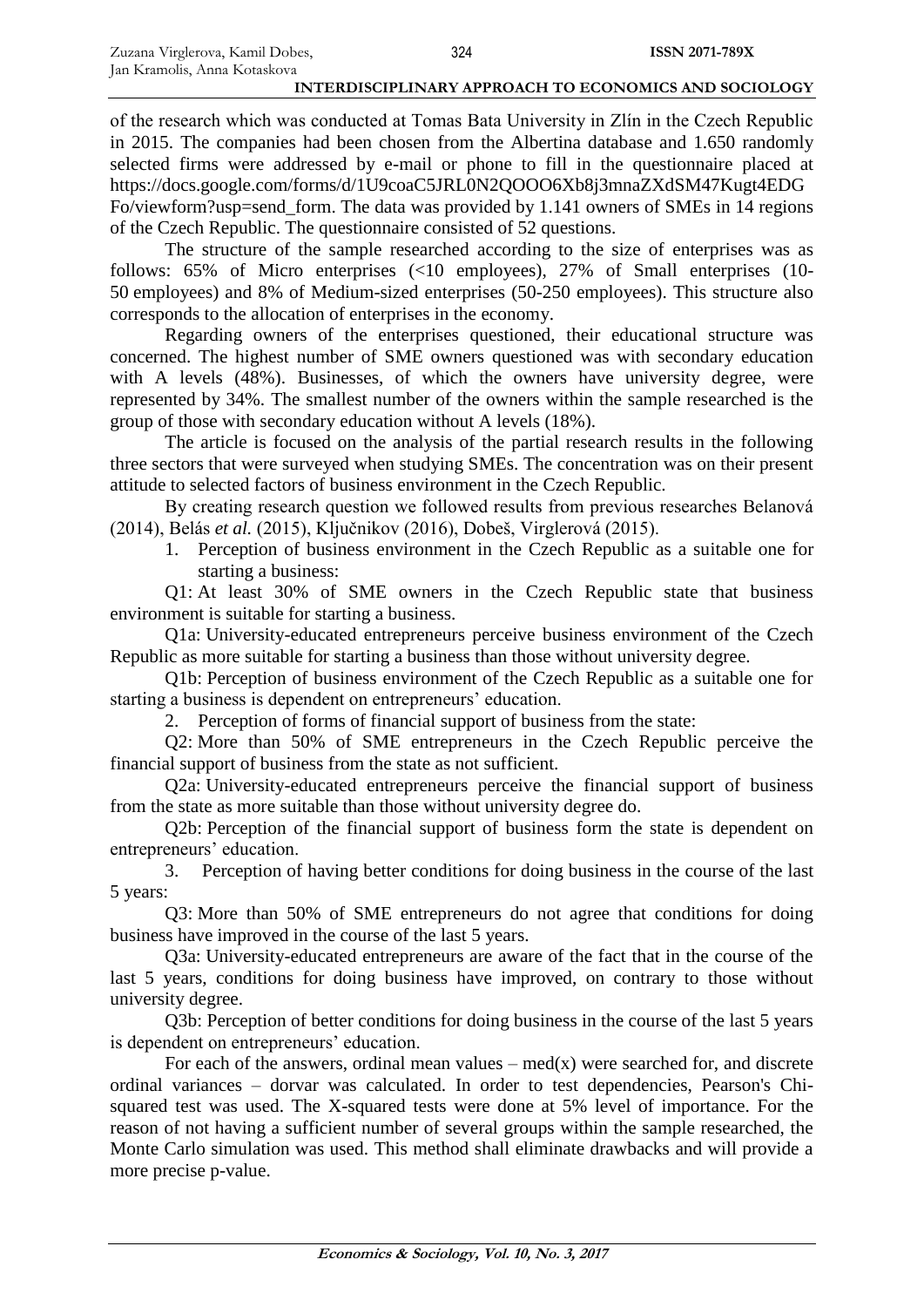of the research which was conducted at Tomas Bata University in Zlín in the Czech Republic in 2015. The companies had been chosen from the Albertina database and 1.650 randomly selected firms were addressed by e-mail or phone to fill in the questionnaire placed at https://docs.google.com/forms/d/1U9coaC5JRL0N2QOOO6Xb8j3mnaZXdSM47Kugt4EDGFo/viewform?usp=send_form. The data was provided by 1.141 owners of SMEs in 14 regions of the Czech Republic. The questionnaire consisted of 52 questions.

The structure of the sample researched according to the size of enterprises was as follows: 65% of Micro enterprises (<10 employees), 27% of Small enterprises (10-50 employees) and 8% of Medium-sized enterprises (50-250 employees). This structure also corresponds to the allocation of enterprises in the economy.

Regarding owners of the enterprises questioned, their educational structure was concerned. The highest number of SME owners questioned was with secondary education with A levels (48%). Businesses, of which the owners have university degree, were represented by 34%. The smallest number of the owners within the sample researched is the group of those with secondary education without A levels (18%).

The article is focused on the analysis of the partial research results in the following three sectors that were surveyed when studying SMEs. The concentration was on their present attitude to selected factors of business environment in the Czech Republic.

By creating research question we followed results from previous researches Belanová (2014), Belás *et al.* (2015), Ključnikov (2016), Dobeš, Virglerová (2015).

1. Perception of business environment in the Czech Republic as a suitable one for starting a business:

Q1: At least 30% of SME owners in the Czech Republic state that business environment is suitable for starting a business.

Q1a: University-educated entrepreneurs perceive business environment of the Czech Republic as more suitable for starting a business than those without university degree.

Q1b: Perception of business environment of the Czech Republic as a suitable one for starting a business is dependent on entrepreneurs' education.

2. Perception of forms of financial support of business from the state:

Q2: More than 50% of SME entrepreneurs in the Czech Republic perceive the financial support of business from the state as not sufficient.

Q2a: University-educated entrepreneurs perceive the financial support of business from the state as more suitable than those without university degree do.

Q2b: Perception of the financial support of business form the state is dependent on entrepreneurs' education.

3. Perception of having better conditions for doing business in the course of the last 5 years:

Q3: More than 50% of SME entrepreneurs do not agree that conditions for doing business have improved in the course of the last 5 years.

Q3a: University-educated entrepreneurs are aware of the fact that in the course of the last 5 years, conditions for doing business have improved, on contrary to those without university degree.

Q3b: Perception of better conditions for doing business in the course of the last 5 years is dependent on entrepreneurs' education.

For each of the answers, ordinal mean values – med(x) were searched for, and discrete ordinal variances – dorvar was calculated. In order to test dependencies, Pearson's Chi-squared test was used. The X-squared tests were done at 5% level of importance. For the reason of not having a sufficient number of several groups within the sample researched, the Monte Carlo simulation was used. This method shall eliminate drawbacks and will provide a more precise p-value.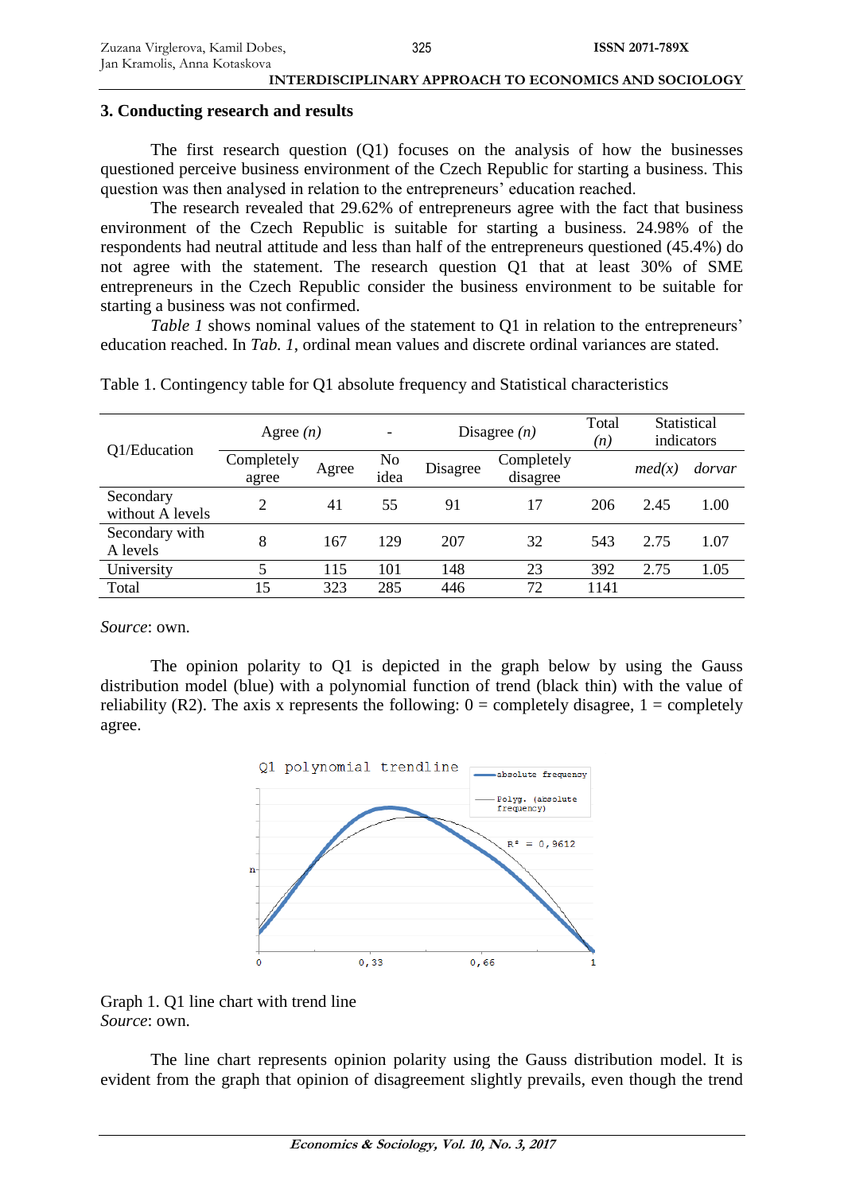## 3. Conducting research and results

The first research question (Q1) focuses on the analysis of how the businesses questioned perceive business environment of the Czech Republic for starting a business. This question was then analysed in relation to the entrepreneurs' education reached.

The research revealed that 29.62% of entrepreneurs agree with the fact that business environment of the Czech Republic is suitable for starting a business. 24.98% of the respondents had neutral attitude and less than half of the entrepreneurs questioned (45.4%) do not agree with the statement. The research question Q1 that at least 30% of SME entrepreneurs in the Czech Republic consider the business environment to be suitable for starting a business was not confirmed.

*Table 1* shows nominal values of the statement to Q1 in relation to the entrepreneurs' education reached. In *Tab. 1*, ordinal mean values and discrete ordinal variances are stated.

Table 1. Contingency table for Q1 absolute frequency and Statistical characteristics

| Q1/Education | Agree (*n*) | | - | Disagree (*n*) | | Total (*n*) | Statistical indicators | |
|---|---|---|---|---|---|---|---|---|
| | Completely agree | Agree | No idea | Disagree | Completely disagree | | *med(x)* | *dorvar* |
| Secondary without A levels | 2 | 41 | 55 | 91 | 17 | 206 | 2.45 | 1.00 |
| Secondary with A levels | 8 | 167 | 129 | 207 | 32 | 543 | 2.75 | 1.07 |
| University | 5 | 115 | 101 | 148 | 23 | 392 | 2.75 | 1.05 |
| Total | 15 | 323 | 285 | 446 | 72 | 1141 | | |

*Source*: own.

The opinion polarity to Q1 is depicted in the graph below by using the Gauss distribution model (blue) with a polynomial function of trend (black thin) with the value of reliability (R2). The axis x represents the following: 0 = completely disagree, 1 = completely agree.

Graph 1. Q1 line chart with trend line
*Source*: own.

The line chart represents opinion polarity using the Gauss distribution model. It is evident from the graph that opinion of disagreement slightly prevails, even though the trend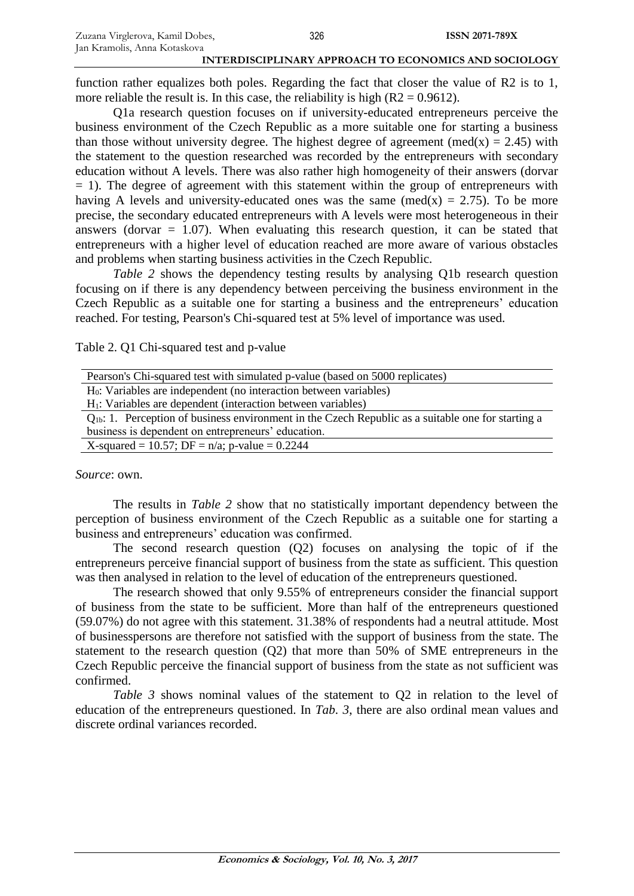function rather equalizes both poles. Regarding the fact that closer the value of R2 is to 1, more reliable the result is. In this case, the reliability is high (R2 = 0.9612).

Q1a research question focuses on if university-educated entrepreneurs perceive the business environment of the Czech Republic as a more suitable one for starting a business than those without university degree. The highest degree of agreement (med(x) = 2.45) with the statement to the question researched was recorded by the entrepreneurs with secondary education without A levels. There was also rather high homogeneity of their answers (dorvar = 1). The degree of agreement with this statement within the group of entrepreneurs with having A levels and university-educated ones was the same (med(x) = 2.75). To be more precise, the secondary educated entrepreneurs with A levels were most heterogeneous in their answers (dorvar = 1.07). When evaluating this research question, it can be stated that entrepreneurs with a higher level of education reached are more aware of various obstacles and problems when starting business activities in the Czech Republic.

*Table 2* shows the dependency testing results by analysing Q1b research question focusing on if there is any dependency between perceiving the business environment in the Czech Republic as a suitable one for starting a business and the entrepreneurs' education reached. For testing, Pearson's Chi-squared test at 5% level of importance was used.

Table 2. Q1 Chi-squared test and p-value

| Pearson's Chi-squared test with simulated p-value (based on 5000 replicates) |
|---|
| $H_0$: Variables are independent (no interaction between variables)<br>$H_1$: Variables are dependent (interaction between variables) |
| $Q_{1b}$: 1. Perception of business environment in the Czech Republic as a suitable one for starting a business is dependent on entrepreneurs' education. |
| X-squared = 10.57; DF = n/a; p-value = 0.2244 |

*Source*: own.

The results in *Table 2* show that no statistically important dependency between the perception of business environment of the Czech Republic as a suitable one for starting a business and entrepreneurs' education was confirmed.

The second research question (Q2) focuses on analysing the topic of if the entrepreneurs perceive financial support of business from the state as sufficient. This question was then analysed in relation to the level of education of the entrepreneurs questioned.

The research showed that only 9.55% of entrepreneurs consider the financial support of business from the state to be sufficient. More than half of the entrepreneurs questioned (59.07%) do not agree with this statement. 31.38% of respondents had a neutral attitude. Most of businesspersons are therefore not satisfied with the support of business from the state. The statement to the research question (Q2) that more than 50% of SME entrepreneurs in the Czech Republic perceive the financial support of business from the state as not sufficient was confirmed.

*Table 3* shows nominal values of the statement to Q2 in relation to the level of education of the entrepreneurs questioned. In *Tab. 3*, there are also ordinal mean values and discrete ordinal variances recorded.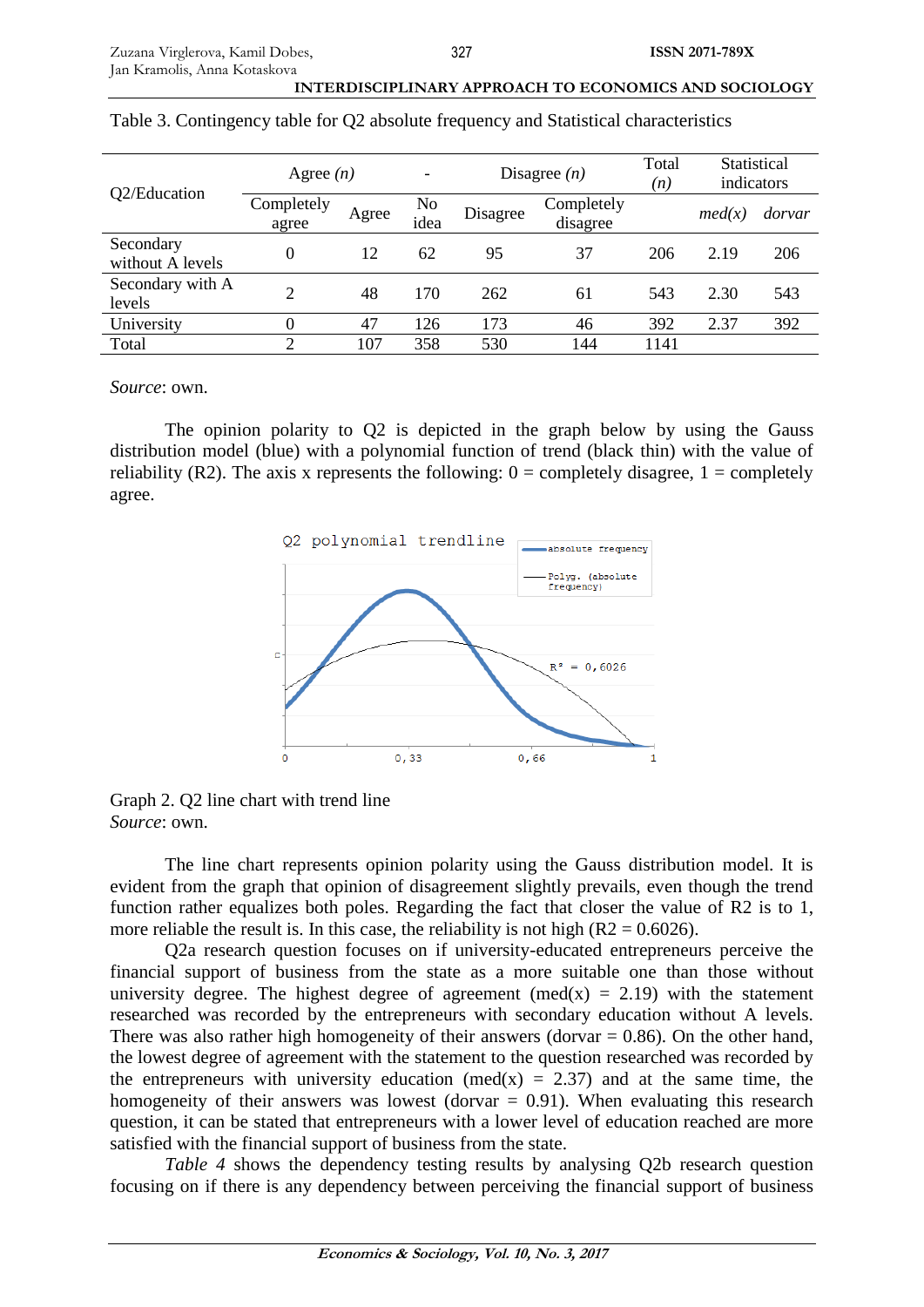Table 3. Contingency table for Q2 absolute frequency and Statistical characteristics

| Q2/Education | Agree (n) | | - | Disagree (n) | | Total (n) | Statistical indicators | |
|---|---|---|---|---|---|---|---|---|
| | Completely agree | Agree | No idea | Disagree | Completely disagree | | *med(x)* | *dorvar* |
| Secondary without A levels | 0 | 12 | 62 | 95 | 37 | 206 | 2.19 | 206 |
| Secondary with A levels | 2 | 48 | 170 | 262 | 61 | 543 | 2.30 | 543 |
| University | 0 | 47 | 126 | 173 | 46 | 392 | 2.37 | 392 |
| Total | 2 | 107 | 358 | 530 | 144 | 1141 | | |

*Source*: own.

The opinion polarity to Q2 is depicted in the graph below by using the Gauss distribution model (blue) with a polynomial function of trend (black thin) with the value of reliability (R2). The axis x represents the following: 0 = completely disagree, 1 = completely agree.

Graph 2. Q2 line chart with trend line
*Source*: own.

The line chart represents opinion polarity using the Gauss distribution model. It is evident from the graph that opinion of disagreement slightly prevails, even though the trend function rather equalizes both poles. Regarding the fact that closer the value of R2 is to 1, more reliable the result is. In this case, the reliability is not high (R2 = 0.6026).

Q2a research question focuses on if university-educated entrepreneurs perceive the financial support of business from the state as a more suitable one than those without university degree. The highest degree of agreement (med(x) = 2.19) with the statement researched was recorded by the entrepreneurs with secondary education without A levels. There was also rather high homogeneity of their answers (dorvar = 0.86). On the other hand, the lowest degree of agreement with the statement to the question researched was recorded by the entrepreneurs with university education (med(x) = 2.37) and at the same time, the homogeneity of their answers was lowest (dorvar = 0.91). When evaluating this research question, it can be stated that entrepreneurs with a lower level of education reached are more satisfied with the financial support of business from the state.

*Table 4* shows the dependency testing results by analysing Q2b research question focusing on if there is any dependency between perceiving the financial support of business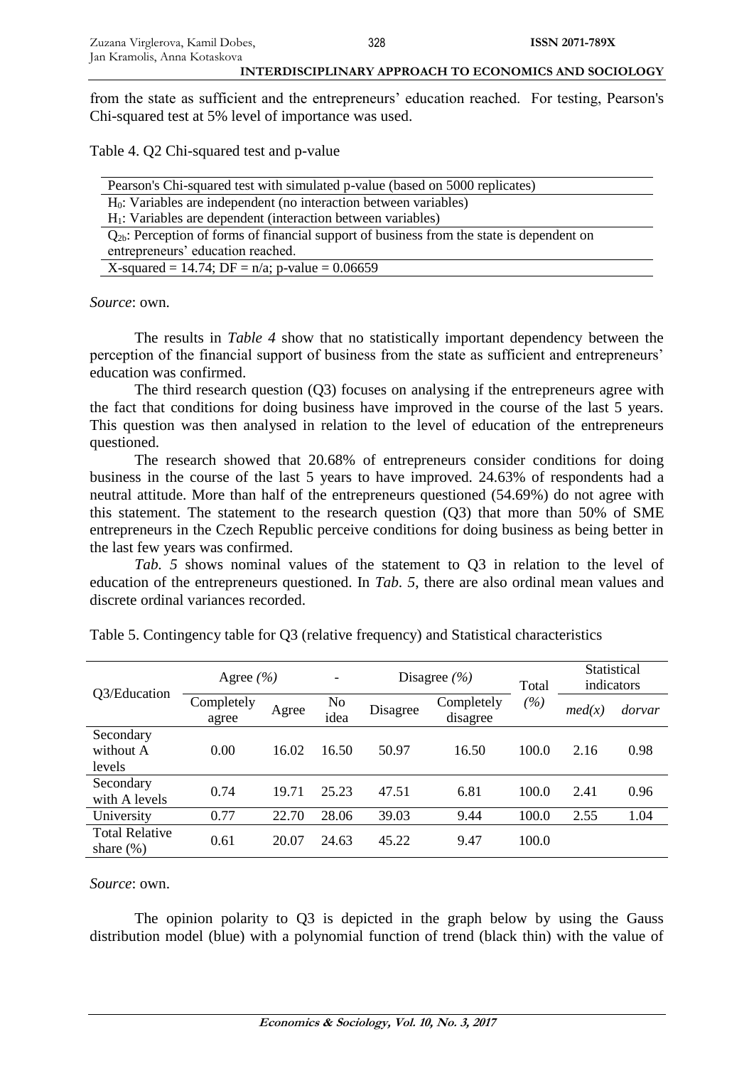from the state as sufficient and the entrepreneurs' education reached. For testing, Pearson's Chi-squared test at 5% level of importance was used.

Table 4. Q2 Chi-squared test and p-value

| Pearson's Chi-squared test with simulated p-value (based on 5000 replicates) |
|---|
| $H_0$: Variables are independent (no interaction between variables)<br>$H_1$: Variables are dependent (interaction between variables) |
| $Q_{2b}$: Perception of forms of financial support of business from the state is dependent on entrepreneurs' education reached. |
| X-squared = 14.74; DF = n/a; p-value = 0.06659 |

*Source*: own.

The results in *Table 4* show that no statistically important dependency between the perception of the financial support of business from the state as sufficient and entrepreneurs' education was confirmed.

The third research question (Q3) focuses on analysing if the entrepreneurs agree with the fact that conditions for doing business have improved in the course of the last 5 years. This question was then analysed in relation to the level of education of the entrepreneurs questioned.

The research showed that 20.68% of entrepreneurs consider conditions for doing business in the course of the last 5 years to have improved. 24.63% of respondents had a neutral attitude. More than half of the entrepreneurs questioned (54.69%) do not agree with this statement. The statement to the research question (Q3) that more than 50% of SME entrepreneurs in the Czech Republic perceive conditions for doing business as being better in the last few years was confirmed.

*Tab. 5* shows nominal values of the statement to Q3 in relation to the level of education of the entrepreneurs questioned. In *Tab. 5*, there are also ordinal mean values and discrete ordinal variances recorded.

Table 5. Contingency table for Q3 (relative frequency) and Statistical characteristics

| Q3/Education | Agree *(%)* | | - | Disagree *(%)* | | Total *(%)* | Statistical indicators | |
|---|---|---|---|---|---|---|---|---|
| | Completely agree | Agree | No idea | Disagree | Completely disagree | | *med(x)* | *dorvar* |
| Secondary without A levels | 0.00 | 16.02 | 16.50 | 50.97 | 16.50 | 100.0 | 2.16 | 0.98 |
| Secondary with A levels | 0.74 | 19.71 | 25.23 | 47.51 | 6.81 | 100.0 | 2.41 | 0.96 |
| University | 0.77 | 22.70 | 28.06 | 39.03 | 9.44 | 100.0 | 2.55 | 1.04 |
| Total Relative share (%) | 0.61 | 20.07 | 24.63 | 45.22 | 9.47 | 100.0 | | |

*Source*: own.

The opinion polarity to Q3 is depicted in the graph below by using the Gauss distribution model (blue) with a polynomial function of trend (black thin) with the value of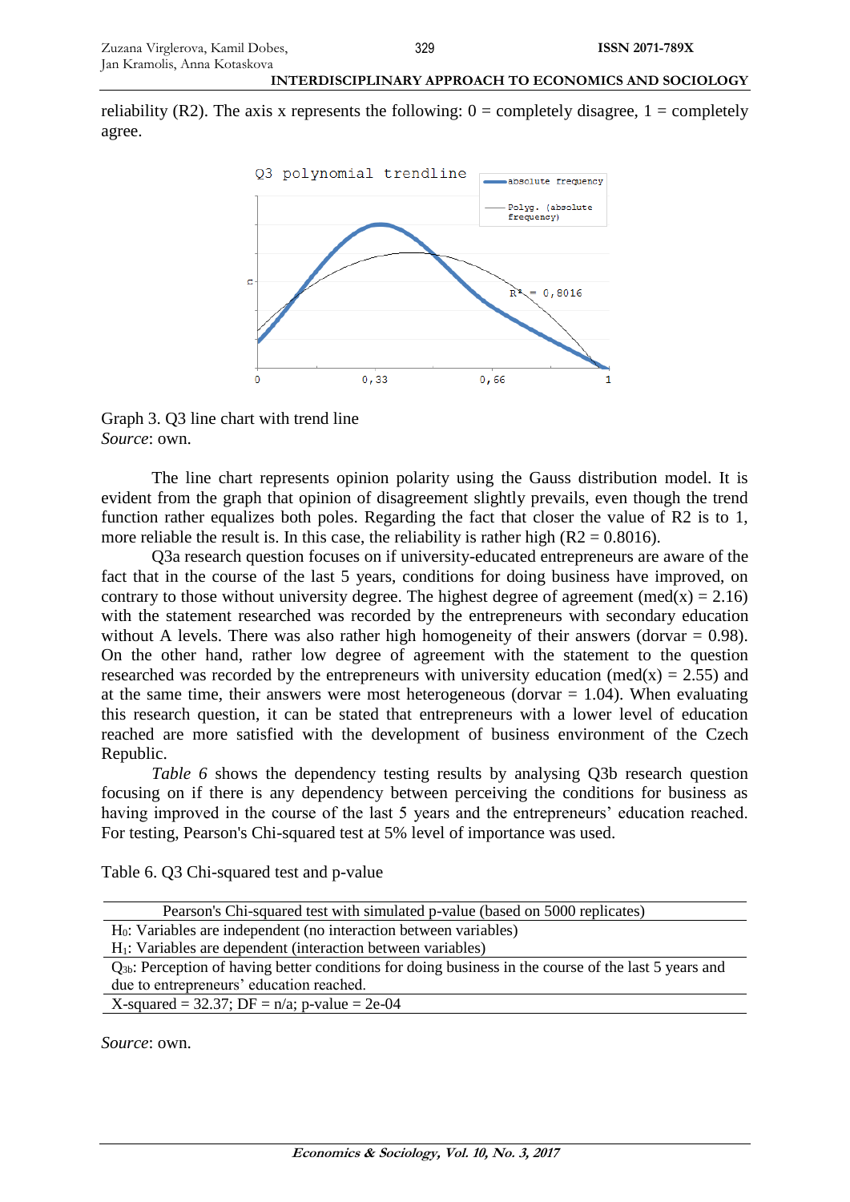reliability (R2). The axis x represents the following: 0 = completely disagree, 1 = completely agree.

Graph 3. Q3 line chart with trend line
*Source*: own.

The line chart represents opinion polarity using the Gauss distribution model. It is evident from the graph that opinion of disagreement slightly prevails, even though the trend function rather equalizes both poles. Regarding the fact that closer the value of R2 is to 1, more reliable the result is. In this case, the reliability is rather high (R2 = 0.8016).

Q3a research question focuses on if university-educated entrepreneurs are aware of the fact that in the course of the last 5 years, conditions for doing business have improved, on contrary to those without university degree. The highest degree of agreement (med(x) = 2.16) with the statement researched was recorded by the entrepreneurs with secondary education without A levels. There was also rather high homogeneity of their answers (dorvar = 0.98). On the other hand, rather low degree of agreement with the statement to the question researched was recorded by the entrepreneurs with university education (med(x) = 2.55) and at the same time, their answers were most heterogeneous (dorvar = 1.04). When evaluating this research question, it can be stated that entrepreneurs with a lower level of education reached are more satisfied with the development of business environment of the Czech Republic.

*Table 6* shows the dependency testing results by analysing Q3b research question focusing on if there is any dependency between perceiving the conditions for business as having improved in the course of the last 5 years and the entrepreneurs' education reached. For testing, Pearson's Chi-squared test at 5% level of importance was used.

Table 6. Q3 Chi-squared test and p-value

| Pearson's Chi-squared test with simulated p-value (based on 5000 replicates) |
|---|
| $H_0$: Variables are independent (no interaction between variables)<br>$H_1$: Variables are dependent (interaction between variables) |
| $Q_{3b}$: Perception of having better conditions for doing business in the course of the last 5 years and due to entrepreneurs' education reached. |
| X-squared = 32.37; DF = n/a; p-value = 2e-04 |

*Source*: own.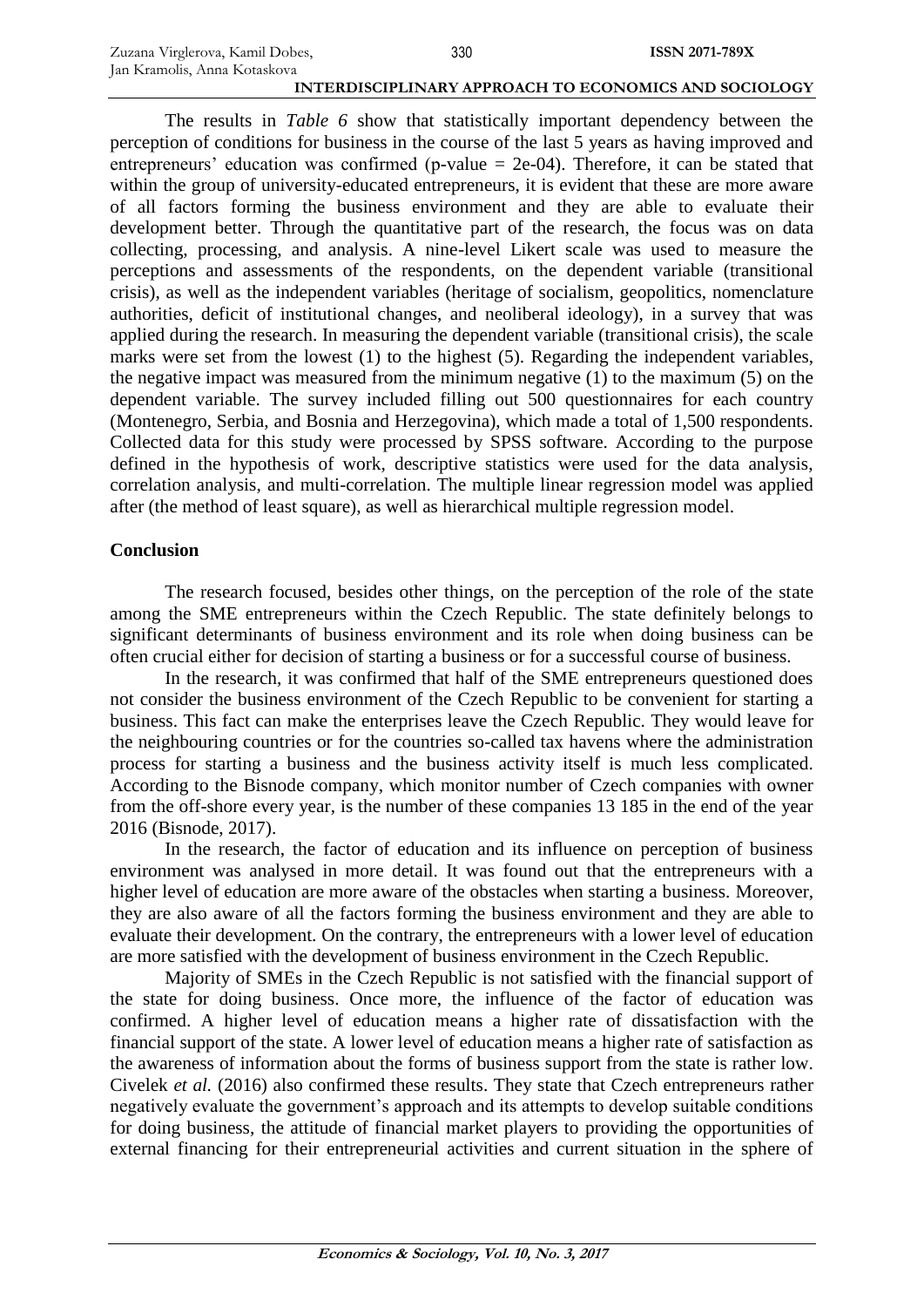The results in *Table 6* show that statistically important dependency between the perception of conditions for business in the course of the last 5 years as having improved and entrepreneurs' education was confirmed (p-value = 2e-04). Therefore, it can be stated that within the group of university-educated entrepreneurs, it is evident that these are more aware of all factors forming the business environment and they are able to evaluate their development better. Through the quantitative part of the research, the focus was on data collecting, processing, and analysis. A nine-level Likert scale was used to measure the perceptions and assessments of the respondents, on the dependent variable (transitional crisis), as well as the independent variables (heritage of socialism, geopolitics, nomenclature authorities, deficit of institutional changes, and neoliberal ideology), in a survey that was applied during the research. In measuring the dependent variable (transitional crisis), the scale marks were set from the lowest (1) to the highest (5). Regarding the independent variables, the negative impact was measured from the minimum negative (1) to the maximum (5) on the dependent variable. The survey included filling out 500 questionnaires for each country (Montenegro, Serbia, and Bosnia and Herzegovina), which made a total of 1,500 respondents. Collected data for this study were processed by SPSS software. According to the purpose defined in the hypothesis of work, descriptive statistics were used for the data analysis, correlation analysis, and multi-correlation. The multiple linear regression model was applied after (the method of least square), as well as hierarchical multiple regression model.

## Conclusion

The research focused, besides other things, on the perception of the role of the state among the SME entrepreneurs within the Czech Republic. The state definitely belongs to significant determinants of business environment and its role when doing business can be often crucial either for decision of starting a business or for a successful course of business.

In the research, it was confirmed that half of the SME entrepreneurs questioned does not consider the business environment of the Czech Republic to be convenient for starting a business. This fact can make the enterprises leave the Czech Republic. They would leave for the neighbouring countries or for the countries so-called tax havens where the administration process for starting a business and the business activity itself is much less complicated. According to the Bisnode company, which monitor number of Czech companies with owner from the off-shore every year, is the number of these companies 13 185 in the end of the year 2016 (Bisnode, 2017).

In the research, the factor of education and its influence on perception of business environment was analysed in more detail. It was found out that the entrepreneurs with a higher level of education are more aware of the obstacles when starting a business. Moreover, they are also aware of all the factors forming the business environment and they are able to evaluate their development. On the contrary, the entrepreneurs with a lower level of education are more satisfied with the development of business environment in the Czech Republic.

Majority of SMEs in the Czech Republic is not satisfied with the financial support of the state for doing business. Once more, the influence of the factor of education was confirmed. A higher level of education means a higher rate of dissatisfaction with the financial support of the state. A lower level of education means a higher rate of satisfaction as the awareness of information about the forms of business support from the state is rather low. Civelek *et al.* (2016) also confirmed these results. They state that Czech entrepreneurs rather negatively evaluate the government's approach and its attempts to develop suitable conditions for doing business, the attitude of financial market players to providing the opportunities of external financing for their entrepreneurial activities and current situation in the sphere of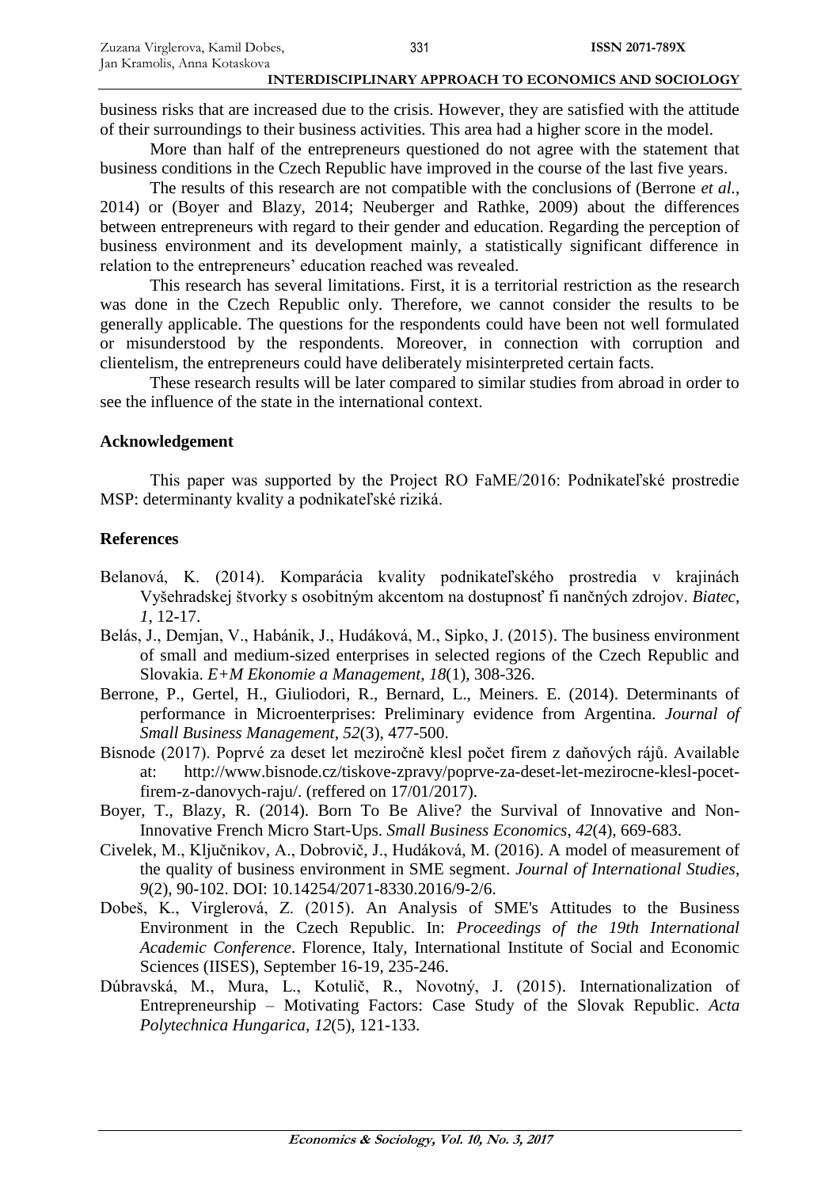business risks that are increased due to the crisis. However, they are satisfied with the attitude of their surroundings to their business activities. This area had a higher score in the model.

More than half of the entrepreneurs questioned do not agree with the statement that business conditions in the Czech Republic have improved in the course of the last five years.

The results of this research are not compatible with the conclusions of (Berrone *et al.*, 2014) or (Boyer and Blazy, 2014; Neuberger and Rathke, 2009) about the differences between entrepreneurs with regard to their gender and education. Regarding the perception of business environment and its development mainly, a statistically significant difference in relation to the entrepreneurs' education reached was revealed.

This research has several limitations. First, it is a territorial restriction as the research was done in the Czech Republic only. Therefore, we cannot consider the results to be generally applicable. The questions for the respondents could have been not well formulated or misunderstood by the respondents. Moreover, in connection with corruption and clientelism, the entrepreneurs could have deliberately misinterpreted certain facts.

These research results will be later compared to similar studies from abroad in order to see the influence of the state in the international context.

## Acknowledgement

This paper was supported by the Project RO FaME/2016: Podnikateľské prostredie MSP: determinanty kvality a podnikateľské riziká.

## References

Belanová, K. (2014). Komparácia kvality podnikateľského prostredia v krajinách Vyšehradskej štvorky s osobitným akcentom na dostupnosť fi nančných zdrojov. *Biatec*, *1*, 12-17.

Belás, J., Demjan, V., Habánik, J., Hudáková, M., Sipko, J. (2015). The business environment of small and medium-sized enterprises in selected regions of the Czech Republic and Slovakia. *E+M Ekonomie a Management*, *18*(1), 308-326.

Berrone, P., Gertel, H., Giuliodori, R., Bernard, L., Meiners. E. (2014). Determinants of performance in Microenterprises: Preliminary evidence from Argentina. *Journal of Small Business Management*, *52*(3), 477-500.

Bisnode (2017). Poprvé za deset let meziročně klesl počet firem z daňových rájů. Available at: http://www.bisnode.cz/tiskove-zpravy/poprve-za-deset-let-mezirocne-klesl-pocet-firem-z-danovych-raju/. (reffered on 17/01/2017).

Boyer, T., Blazy, R. (2014). Born To Be Alive? the Survival of Innovative and Non-Innovative French Micro Start-Ups. *Small Business Economics*, *42*(4), 669-683.

Civelek, M., Ključnikov, A., Dobrovič, J., Hudáková, M. (2016). A model of measurement of the quality of business environment in SME segment. *Journal of International Studies*, *9*(2), 90-102. DOI: 10.14254/2071-8330.2016/9-2/6.

Dobeš, K., Virglerová, Z. (2015). An Analysis of SME's Attitudes to the Business Environment in the Czech Republic. In: *Proceedings of the 19th International Academic Conference*. Florence, Italy, International Institute of Social and Economic Sciences (IISES), September 16-19, 235-246.

Dúbravská, M., Mura, L., Kotulič, R., Novotný, J. (2015). Internationalization of Entrepreneurship – Motivating Factors: Case Study of the Slovak Republic. *Acta Polytechnica Hungarica*, *12*(5), 121-133.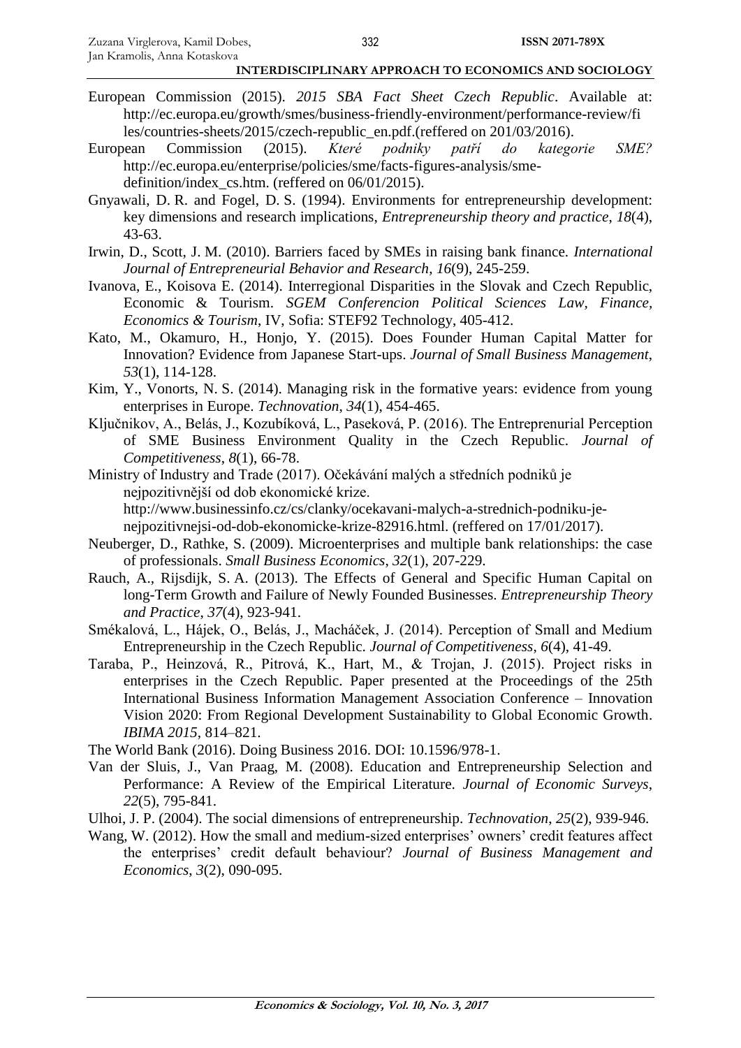European Commission (2015). *2015 SBA Fact Sheet Czech Republic*. Available at: http://ec.europa.eu/growth/smes/business-friendly-environment/performance-review/files/countries-sheets/2015/czech-republic_en.pdf.(reffered on 201/03/2016).

European Commission (2015). *Které podniky patří do kategorie SME?* http://ec.europa.eu/enterprise/policies/sme/facts-figures-analysis/sme-definition/index_cs.htm. (reffered on 06/01/2015).

Gnyawali, D. R. and Fogel, D. S. (1994). Environments for entrepreneurship development: key dimensions and research implications, *Entrepreneurship theory and practice*, *18*(4), 43-63.

Irwin, D., Scott, J. M. (2010). Barriers faced by SMEs in raising bank finance. *International Journal of Entrepreneurial Behavior and Research*, *16*(9), 245-259.

Ivanova, E., Koisova E. (2014). Interregional Disparities in the Slovak and Czech Republic, Economic & Tourism. *SGEM Conferencion Political Sciences Law, Finance, Economics & Tourism*, IV, Sofia: STEF92 Technology, 405-412.

Kato, M., Okamuro, H., Honjo, Y. (2015). Does Founder Human Capital Matter for Innovation? Evidence from Japanese Start-ups. *Journal of Small Business Management*, *53*(1), 114-128.

Kim, Y., Vonorts, N. S. (2014). Managing risk in the formative years: evidence from young enterprises in Europe. *Technovation*, *34*(1), 454-465.

Ključnikov, A., Belás, J., Kozubíková, L., Paseková, P. (2016). The Entreprenurial Perception of SME Business Environment Quality in the Czech Republic. *Journal of Competitiveness*, *8*(1), 66-78.

Ministry of Industry and Trade (2017). Očekávání malých a středních podniků je nejpozitivnější od dob ekonomické krize. http://www.businessinfo.cz/cs/clanky/ocekavani-malych-a-strednich-podniku-je-nejpozitivnejsi-od-dob-ekonomicke-krize-82916.html. (reffered on 17/01/2017).

Neuberger, D., Rathke, S. (2009). Microenterprises and multiple bank relationships: the case of professionals. *Small Business Economics*, *32*(1), 207-229.

Rauch, A., Rijsdijk, S. A. (2013). The Effects of General and Specific Human Capital on long-Term Growth and Failure of Newly Founded Businesses. *Entrepreneurship Theory and Practice*, *37*(4), 923-941.

Smékalová, L., Hájek, O., Belás, J., Macháček, J. (2014). Perception of Small and Medium Entrepreneurship in the Czech Republic. *Journal of Competitiveness*, *6*(4), 41-49.

Taraba, P., Heinzová, R., Pitrová, K., Hart, M., & Trojan, J. (2015). Project risks in enterprises in the Czech Republic. Paper presented at the Proceedings of the 25th International Business Information Management Association Conference – Innovation Vision 2020: From Regional Development Sustainability to Global Economic Growth. *IBIMA 2015*, 814–821.

The World Bank (2016). Doing Business 2016. DOI: 10.1596/978-1.

Van der Sluis, J., Van Praag, M. (2008). Education and Entrepreneurship Selection and Performance: A Review of the Empirical Literature. *Journal of Economic Surveys*, *22*(5), 795-841.

Ulhoi, J. P. (2004). The social dimensions of entrepreneurship. *Technovation*, *25*(2), 939-946.

Wang, W. (2012). How the small and medium-sized enterprises' owners' credit features affect the enterprises' credit default behaviour? *Journal of Business Management and Economics*, *3*(2), 090-095.